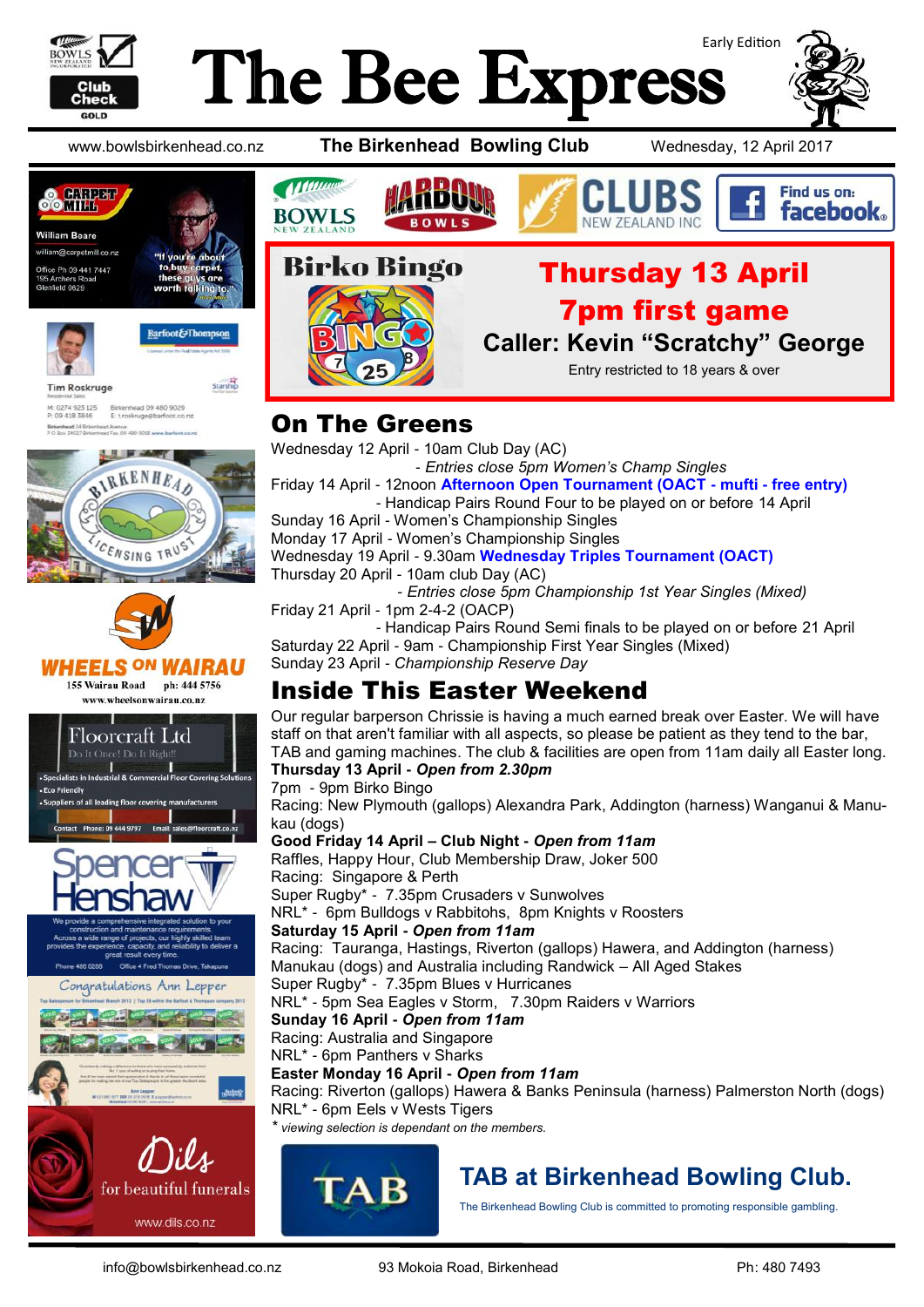# The Bee Express

Early Edition

www.bowlsbirkenhead.co.nz — **The Birkenhead Bowling Club** — Wednesday, 12 April 2017

## Birko Bingo

**Thursday 13 April**

**7pm first game**

**Caller: Kevin "Scratchy" George**

Entry restricted to 18 years & over

## On The Greens

Wednesday 12 April - 10am Club Day (AC)
- *Entries close 5pm Women's Champ Singles*

Friday 14 April - 12noon **Afternoon Open Tournament (OACT - mufti - free entry)**
- Handicap Pairs Round Four to be played on or before 14 April

Sunday 16 April - Women's Championship Singles

Monday 17 April - Women's Championship Singles

Wednesday 19 April - 9.30am **Wednesday Triples Tournament (OACT)**

Thursday 20 April - 10am club Day (AC)
- *Entries close 5pm Championship 1st Year Singles (Mixed)*

Friday 21 April - 1pm 2-4-2 (OACP)
- Handicap Pairs Round Semi finals to be played on or before 21 April

Saturday 22 April - 9am - Championship First Year Singles (Mixed)

Sunday 23 April - *Championship Reserve Day*

## Inside This Easter Weekend

Our regular barperson Chrissie is having a much earned break over Easter. We will have staff on that aren't familiar with all aspects, so please be patient as they tend to the bar, TAB and gaming machines. The club & facilities are open from 11am daily all Easter long.

**Thursday 13 April - *Open from 2.30pm***
7pm - 9pm Birko Bingo
Racing: New Plymouth (gallops) Alexandra Park, Addington (harness) Wanganui & Manukau (dogs)

**Good Friday 14 April – Club Night - *Open from 11am***
Raffles, Happy Hour, Club Membership Draw, Joker 500
Racing: Singapore & Perth
Super Rugby* - 7.35pm Crusaders v Sunwolves
NRL* - 6pm Bulldogs v Rabbitohs, 8pm Knights v Roosters

**Saturday 15 April - *Open from 11am***
Racing: Tauranga, Hastings, Riverton (gallops) Hawera, and Addington (harness) Manukau (dogs) and Australia including Randwick – All Aged Stakes
Super Rugby* - 7.35pm Blues v Hurricanes
NRL* - 5pm Sea Eagles v Storm, 7.30pm Raiders v Warriors

**Sunday 16 April - *Open from 11am***
Racing: Australia and Singapore
NRL* - 6pm Panthers v Sharks

**Easter Monday 16 April - *Open from 11am***
Racing: Riverton (gallops) Hawera & Banks Peninsula (harness) Palmerston North (dogs)
NRL* - 6pm Eels v Wests Tigers

\* *viewing selection is dependant on the members.*

## TAB at Birkenhead Bowling Club.

The Birkenhead Bowling Club is committed to promoting responsible gambling.

info@bowlsbirkenhead.co.nz — 93 Mokoia Road, Birkenhead — Ph: 480 7493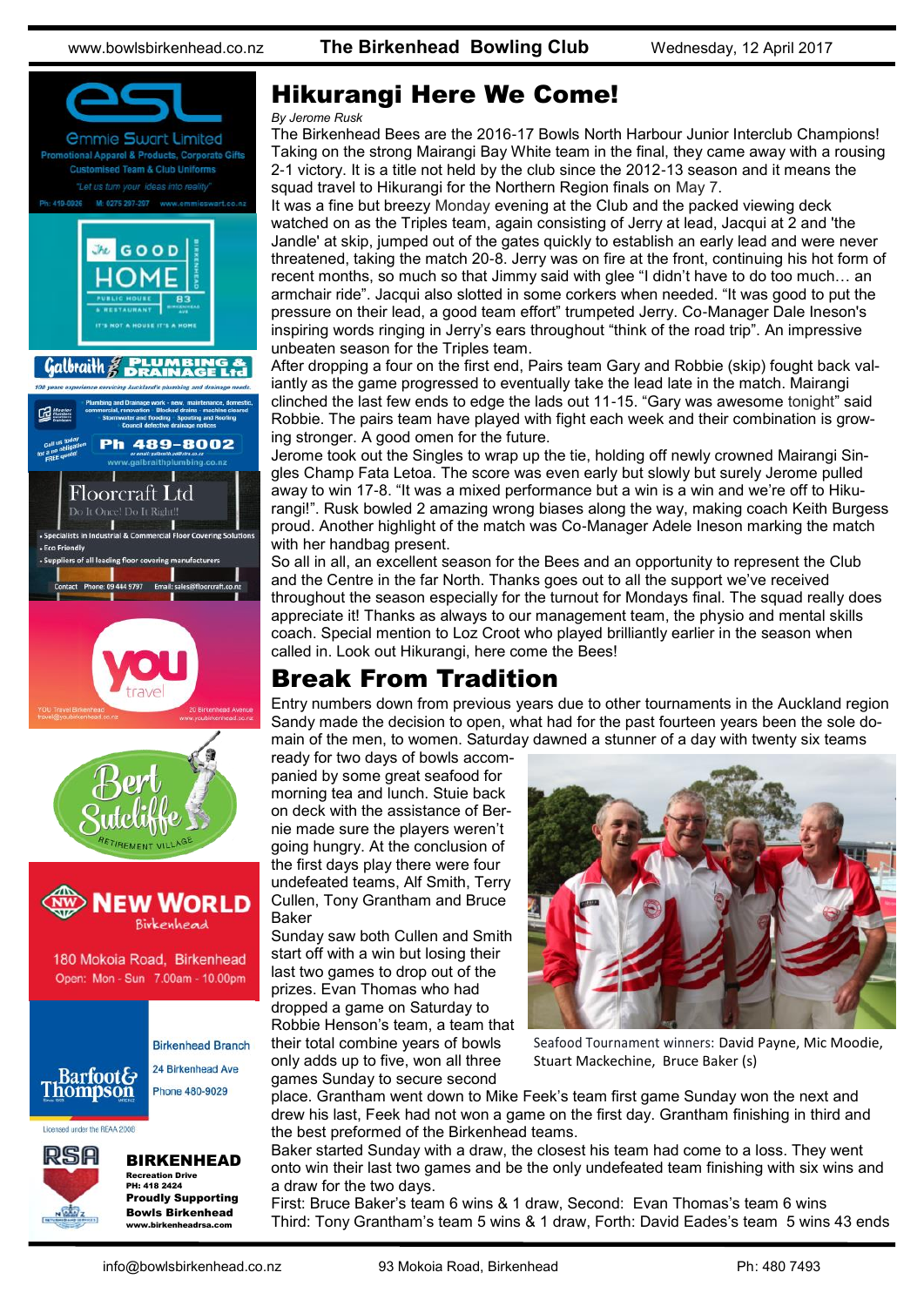# Hikurangi Here We Come!

*By Jerome Rusk*

The Birkenhead Bees are the 2016-17 Bowls North Harbour Junior Interclub Champions! Taking on the strong Mairangi Bay White team in the final, they came away with a rousing 2-1 victory. It is a title not held by the club since the 2012-13 season and it means the squad travel to Hikurangi for the Northern Region finals on May 7.

It was a fine but breezy Monday evening at the Club and the packed viewing deck watched on as the Triples team, again consisting of Jerry at lead, Jacqui at 2 and 'the Jandle' at skip, jumped out of the gates quickly to establish an early lead and were never threatened, taking the match 20-8. Jerry was on fire at the front, continuing his hot form of recent months, so much so that Jimmy said with glee "I didn't have to do too much… an armchair ride". Jacqui also slotted in some corkers when needed. "It was good to put the pressure on their lead, a good team effort" trumpeted Jerry. Co-Manager Dale Ineson's inspiring words ringing in Jerry's ears throughout "think of the road trip". An impressive unbeaten season for the Triples team.

After dropping a four on the first end, Pairs team Gary and Robbie (skip) fought back valiantly as the game progressed to eventually take the lead late in the match. Mairangi clinched the last few ends to edge the lads out 11-15. "Gary was awesome tonight" said Robbie. The pairs team have played with fight each week and their combination is growing stronger. A good omen for the future.

Jerome took out the Singles to wrap up the tie, holding off newly crowned Mairangi Singles Champ Fata Letoa. The score was even early but slowly but surely Jerome pulled away to win 17-8. "It was a mixed performance but a win is a win and we're off to Hikurangi!". Rusk bowled 2 amazing wrong biases along the way, making coach Keith Burgess proud. Another highlight of the match was Co-Manager Adele Ineson marking the match with her handbag present.

So all in all, an excellent season for the Bees and an opportunity to represent the Club and the Centre in the far North. Thanks goes out to all the support we've received throughout the season especially for the turnout for Mondays final. The squad really does appreciate it! Thanks as always to our management team, the physio and mental skills coach. Special mention to Loz Croot who played brilliantly earlier in the season when called in. Look out Hikurangi, here come the Bees!

# Break From Tradition

Entry numbers down from previous years due to other tournaments in the Auckland region Sandy made the decision to open, what had for the past fourteen years been the sole domain of the men, to women. Saturday dawned a stunner of a day with twenty six teams ready for two days of bowls accompanied by some great seafood for morning tea and lunch. Stuie back on deck with the assistance of Bernie made sure the players weren't going hungry. At the conclusion of the first days play there were four undefeated teams, Alf Smith, Terry Cullen, Tony Grantham and Bruce Baker

Sunday saw both Cullen and Smith start off with a win but losing their last two games to drop out of the prizes. Evan Thomas who had dropped a game on Saturday to Robbie Henson's team, a team that their total combine years of bowls only adds up to five, won all three games Sunday to secure second place. Grantham went down to Mike Feek's team first game Sunday won the next and drew his last, Feek had not won a game on the first day. Grantham finishing in third and the best preformed of the Birkenhead teams.

Seafood Tournament winners: David Payne, Mic Moodie, Stuart Mackechine, Bruce Baker (s)

Baker started Sunday with a draw, the closest his team had come to a loss. They went onto win their last two games and be the only undefeated team finishing with six wins and a draw for the two days.

First: Bruce Baker's team 6 wins & 1 draw, Second: Evan Thomas's team 6 wins
Third: Tony Grantham's team 5 wins & 1 draw, Forth: David Eades's team 5 wins 43 ends

Emmie Swart Limited — Promotional Apparel & Products, Corporate Gifts — Customised Team & Club Uniforms — "Let us turn your ideas into reality" — Ph: 419-0926 M: 0275 297-207 www.emmieswart.co.nz

The Good Home — Public House & Restaurant — 83 Birkenhead Ave — It's not a house it's a home

Galbraith Plumbing & Drainage Ltd — 100 years experience servicing Auckland's plumbing and drainage needs. — Plumbing and Drainage work - new, maintenance, domestic, commercial, renovation · Blocked drains · machine cleared · Stormwater and flooding · Spouting and Roofing · Council defective drainage notices — Call us today for a no obligation FREE quote! — Ph 489-8002 — or email: galbraith.p@xtra.co.nz — www.galbraithplumbing.co.nz

Floorcraft Ltd — Do It Once! Do It Right!! — Specialists in Industrial & Commercial Floor Covering Solutions · Eco Friendly · Suppliers of all leading floor covering manufacturers — Contact Phone: 09 444 9797 Email: sales@floorcraft.co.nz

you travel — YOU Travel Birkenhead travel@youbirkenhead.co.nz — 20 Birkenhead Avenue www.youbirkenhead.co.nz

Bert Sutcliffe Retirement Village

New World Birkenhead — 180 Mokoia Road, Birkenhead — Open: Mon - Sun 7.00am - 10.00pm

Barfoot & Thompson — Birkenhead Branch — 24 Birkenhead Ave — Phone 480-9029 — Licensed under the REAA 2008

RSA Birkenhead — Recreation Drive — PH: 418 2424 — Proudly Supporting Bowls Birkenhead — www.birkenheadrsa.com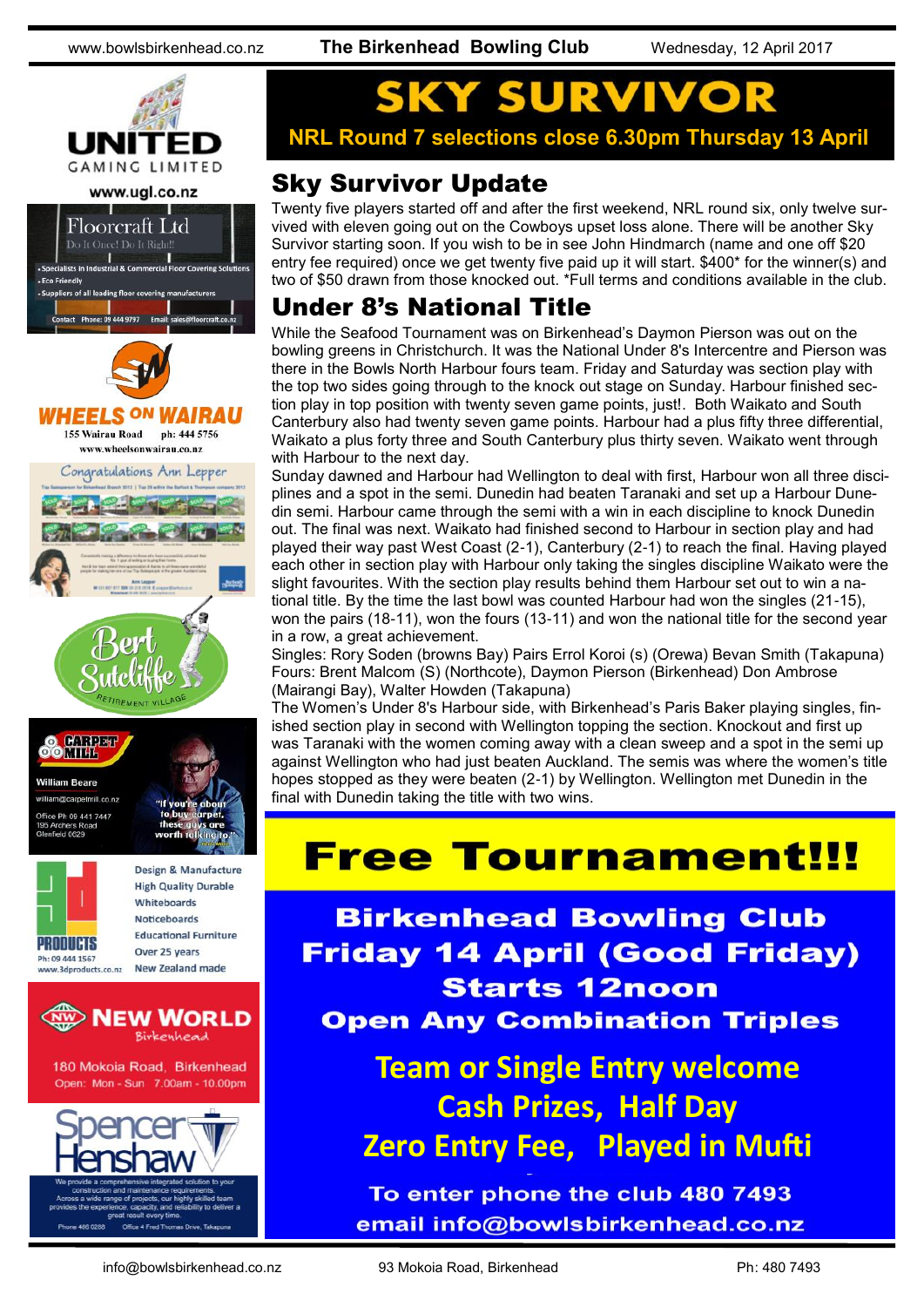# SKY SURVIVOR

**NRL Round 7 selections close 6.30pm Thursday 13 April**

## Sky Survivor Update

Twenty five players started off and after the first weekend, NRL round six, only twelve survived with eleven going out on the Cowboys upset loss alone. There will be another Sky Survivor starting soon. If you wish to be in see John Hindmarch (name and one off $20 entry fee required) once we get twenty five paid up it will start. $400* for the winner(s) and two of $50 drawn from those knocked out. *Full terms and conditions available in the club.

## Under 8's National Title

While the Seafood Tournament was on Birkenhead's Daymon Pierson was out on the bowling greens in Christchurch. It was the National Under 8's Intercentre and Pierson was there in the Bowls North Harbour fours team. Friday and Saturday was section play with the top two sides going through to the knock out stage on Sunday. Harbour finished section play in top position with twenty seven game points, just!. Both Waikato and South Canterbury also had twenty seven game points. Harbour had a plus fifty three differential, Waikato a plus forty three and South Canterbury plus thirty seven. Waikato went through with Harbour to the next day.

Sunday dawned and Harbour had Wellington to deal with first, Harbour won all three disciplines and a spot in the semi. Dunedin had beaten Taranaki and set up a Harbour Dunedin semi. Harbour came through the semi with a win in each discipline to knock Dunedin out. The final was next. Waikato had finished second to Harbour in section play and had played their way past West Coast (2-1), Canterbury (2-1) to reach the final. Having played each other in section play with Harbour only taking the singles discipline Waikato were the slight favourites. With the section play results behind them Harbour set out to win a national title. By the time the last bowl was counted Harbour had won the singles (21-15), won the pairs (18-11), won the fours (13-11) and won the national title for the second year in a row, a great achievement.

Singles: Rory Soden (browns Bay) Pairs Errol Koroi (s) (Orewa) Bevan Smith (Takapuna) Fours: Brent Malcom (S) (Northcote), Daymon Pierson (Birkenhead) Don Ambrose (Mairangi Bay), Walter Howden (Takapuna)

The Women's Under 8's Harbour side, with Birkenhead's Paris Baker playing singles, finished section play in second with Wellington topping the section. Knockout and first up was Taranaki with the women coming away with a clean sweep and a spot in the semi up against Wellington who had just beaten Auckland. The semis was where the women's title hopes stopped as they were beaten (2-1) by Wellington. Wellington met Dunedin in the final with Dunedin taking the title with two wins.

# Free Tournament!!!

**Birkenhead Bowling Club**
**Friday 14 April (Good Friday)**
**Starts 12noon**
**Open Any Combination Triples**

**Team or Single Entry welcome**
**Cash Prizes, Half Day**
**Zero Entry Fee, Played in Mufti**

To enter phone the club 480 7493
email info@bowlsbirkenhead.co.nz

---

UNITED GAMING LIMITED
www.ugl.co.nz

Floorcraft Ltd
Do It Once! Do It Right!!
- Specialists in Industrial & Commercial Floor Covering Solutions
- Eco Friendly
- Suppliers of all leading floor covering manufacturers

Contact Phone: 09 444 9797 Email: sales@floorcraft.co.nz

WHEELS ON WAIRAU
155 Wairau Road ph: 444 5756
www.wheelsonwairau.co.nz

Congratulations Ann Lepper

Bert Sutcliffe Retirement Village

CARPET MILL
William Beare
william@carpetmill.co.nz
Office Ph 09 441 7447
195 Archers Road
Glenfield 0629
"If you're about to buy carpet, these guys are worth talking to."

3D PRODUCTS
Ph: 09 444 1567
www.3dproducts.co.nz
Design & Manufacture
High Quality Durable
Whiteboards
Noticeboards
Educational Furniture
Over 25 years
New Zealand made

NEW WORLD Birkenhead
180 Mokoia Road, Birkenhead
Open: Mon - Sun 7.00am - 10.00pm

Spencer Henshaw
We provide a comprehensive integrated solution to your construction and maintenance requirements. Across a wide range of projects, our highly skilled team provides the experience, capacity, and reliability to deliver a great result every time.
Phone 486 0288 Office 4 Fred Thomas Drive, Takapuna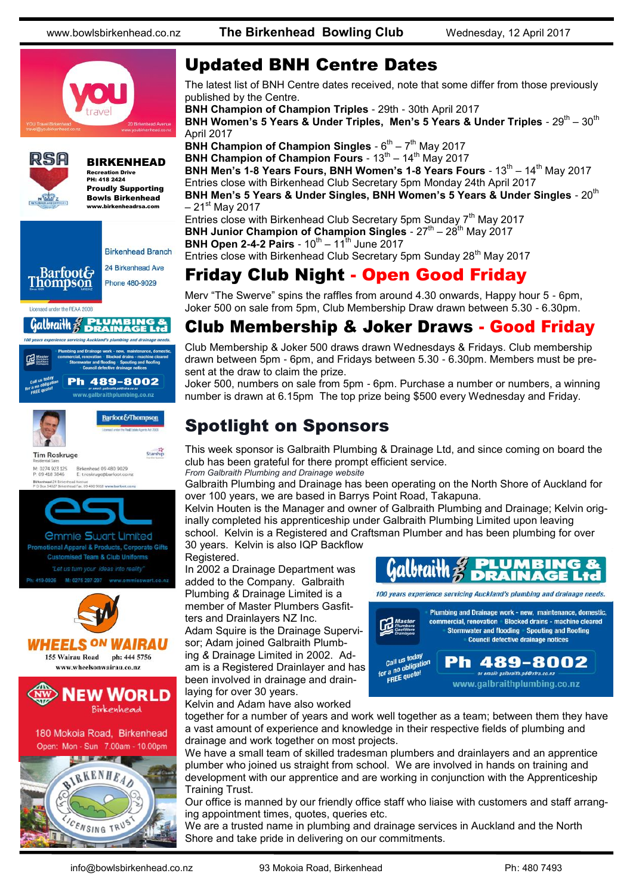# Updated BNH Centre Dates

The latest list of BNH Centre dates received, note that some differ from those previously published by the Centre.

**BNH Champion of Champion Triples** - 29th - 30th April 2017

**BNH Women's 5 Years & Under Triples, Men's 5 Years & Under Triples** - 29th – 30th April 2017

**BNH Champion of Champion Singles** - 6th – 7th May 2017

**BNH Champion of Champion Fours** - 13th – 14th May 2017

**BNH Men's 1-8 Years Fours, BNH Women's 1-8 Years Fours** - 13th – 14th May 2017

Entries close with Birkenhead Club Secretary 5pm Monday 24th April 2017

**BNH Men's 5 Years & Under Singles, BNH Women's 5 Years & Under Singles** - 20th – 21st May 2017

Entries close with Birkenhead Club Secretary 5pm Sunday 7th May 2017

**BNH Junior Champion of Champion Singles** - 27th – 28th May 2017

**BNH Open 2-4-2 Pairs** - 10th – 11th June 2017

Entries close with Birkenhead Club Secretary 5pm Sunday 28th May 2017

# Friday Club Night - Open Good Friday

Merv "The Swerve" spins the raffles from around 4.30 onwards, Happy hour 5 - 6pm, Joker 500 on sale from 5pm, Club Membership Draw drawn between 5.30 - 6.30pm.

# Club Membership & Joker Draws - Good Friday

Club Membership & Joker 500 draws drawn Wednesdays & Fridays. Club membership drawn between 5pm - 6pm, and Fridays between 5.30 - 6.30pm. Members must be present at the draw to claim the prize.

Joker 500, numbers on sale from 5pm - 6pm. Purchase a number or numbers, a winning number is drawn at 6.15pm The top prize being $500 every Wednesday and Friday.

# Spotlight on Sponsors

This week sponsor is Galbraith Plumbing & Drainage Ltd, and since coming on board the club has been grateful for there prompt efficient service.

*From Galbraith Plumbing and Drainage website*

Galbraith Plumbing and Drainage has been operating on the North Shore of Auckland for over 100 years, we are based in Barrys Point Road, Takapuna.

Kelvin Houten is the Manager and owner of Galbraith Plumbing and Drainage; Kelvin originally completed his apprenticeship under Galbraith Plumbing Limited upon leaving school. Kelvin is a Registered and Craftsman Plumber and has been plumbing for over 30 years. Kelvin is also IQP Backflow Registered.

In 2002 a Drainage Department was added to the Company. Galbraith Plumbing & Drainage Limited is a member of Master Plumbers Gasfitters and Drainlayers NZ Inc.

Adam Squire is the Drainage Supervisor; Adam joined Galbraith Plumbing & Drainage Limited in 2002. Adam is a Registered Drainlayer and has been involved in drainage and drainlaying for over 30 years.

Kelvin and Adam have also worked together for a number of years and work well together as a team; between them they have a vast amount of experience and knowledge in their respective fields of plumbing and drainage and work together on most projects.

We have a small team of skilled tradesman plumbers and drainlayers and an apprentice plumber who joined us straight from school. We are involved in hands on training and development with our apprentice and are working in conjunction with the Apprenticeship Training Trust.

Our office is manned by our friendly office staff who liaise with customers and staff arranging appointment times, quotes, queries etc.

We are a trusted name in plumbing and drainage services in Auckland and the North Shore and take pride in delivering on our commitments.